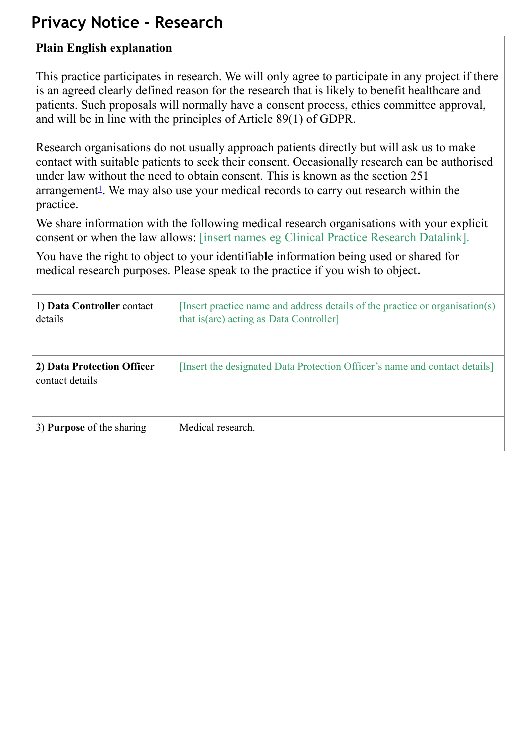# Privacy Notice - Research

| **Plain English explanation**<br><br>This practice participates in research. We will only agree to participate in any project if there is an agreed clearly defined reason for the research that is likely to benefit healthcare and patients. Such proposals will normally have a consent process, ethics committee approval, and will be in line with the principles of Article 89(1) of GDPR.<br><br>Research organisations do not usually approach patients directly but will ask us to make contact with suitable patients to seek their consent. Occasionally research can be authorised under law without the need to obtain consent. This is known as the section 251 arrangement[1]. We may also use your medical records to carry out research within the practice.<br><br>We share information with the following medical research organisations with your explicit consent or when the law allows: [insert names eg Clinical Practice Research Datalink].<br><br>You have the right to object to your identifiable information being used or shared for medical research purposes. Please speak to the practice if you wish to object. | |
|---|---|
| 1) **Data Controller** contact details | [Insert practice name and address details of the practice or organisation(s) that is(are) acting as Data Controller] |
| **2) Data Protection Officer** contact details | [Insert the designated Data Protection Officer's name and contact details] |
| 3) **Purpose** of the sharing | Medical research. |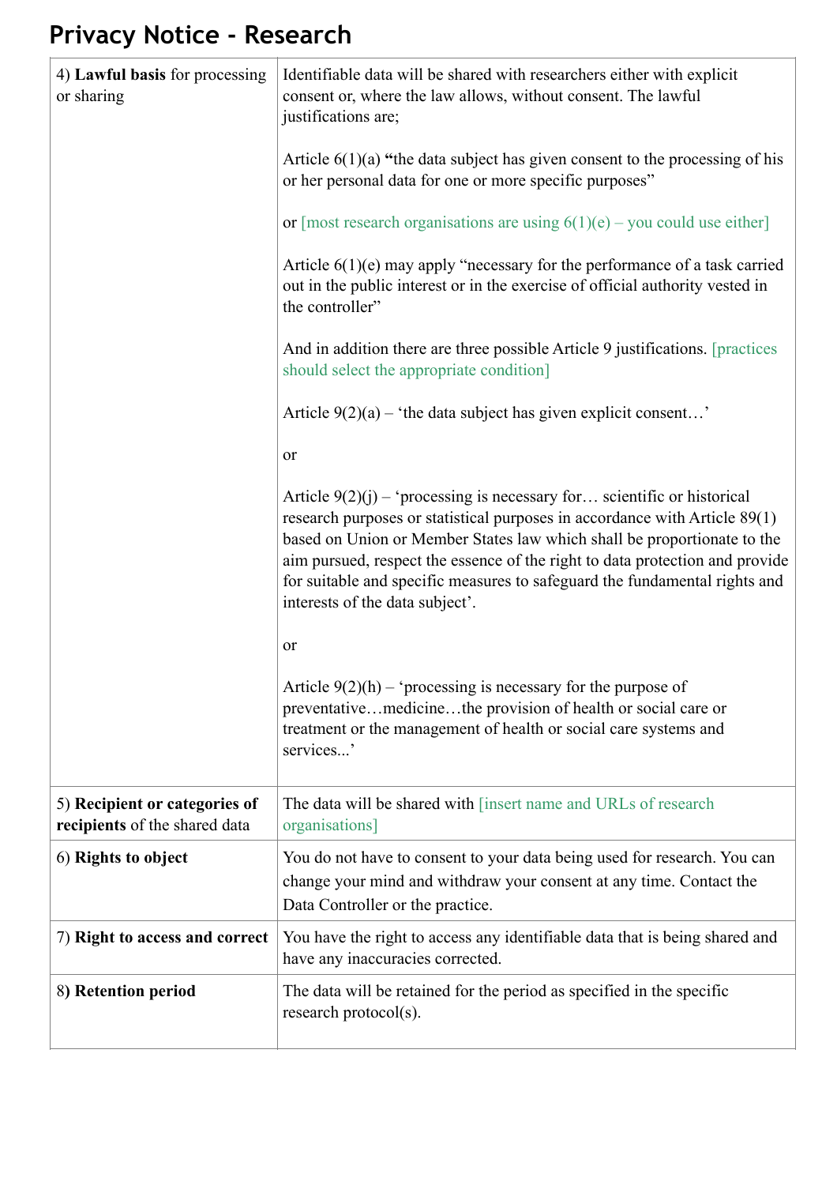# Privacy Notice - Research

| | |
|---|---|
| 4) **Lawful basis** for processing or sharing | Identifiable data will be shared with researchers either with explicit consent or, where the law allows, without consent. The lawful justifications are;<br><br>Article 6(1)(a) **"**the data subject has given consent to the processing of his or her personal data for one or more specific purposes"<br><br>or [most research organisations are using 6(1)(e) – you could use either]<br><br>Article 6(1)(e) may apply "necessary for the performance of a task carried out in the public interest or in the exercise of official authority vested in the controller"<br><br>And in addition there are three possible Article 9 justifications. [practices should select the appropriate condition]<br><br>Article 9(2)(a) – 'the data subject has given explicit consent…'<br><br>or<br><br>Article 9(2)(j) – 'processing is necessary for… scientific or historical research purposes or statistical purposes in accordance with Article 89(1) based on Union or Member States law which shall be proportionate to the aim pursued, respect the essence of the right to data protection and provide for suitable and specific measures to safeguard the fundamental rights and interests of the data subject'.<br><br>or<br><br>Article 9(2)(h) – 'processing is necessary for the purpose of preventative…medicine…the provision of health or social care or treatment or the management of health or social care systems and services...' |
| 5) **Recipient or categories of recipients** of the shared data | The data will be shared with [insert name and URLs of research organisations] |
| 6) **Rights to object** | You do not have to consent to your data being used for research. You can change your mind and withdraw your consent at any time. Contact the Data Controller or the practice. |
| 7) **Right to access and correct** | You have the right to access any identifiable data that is being shared and have any inaccuracies corrected. |
| 8**) Retention period** | The data will be retained for the period as specified in the specific research protocol(s). |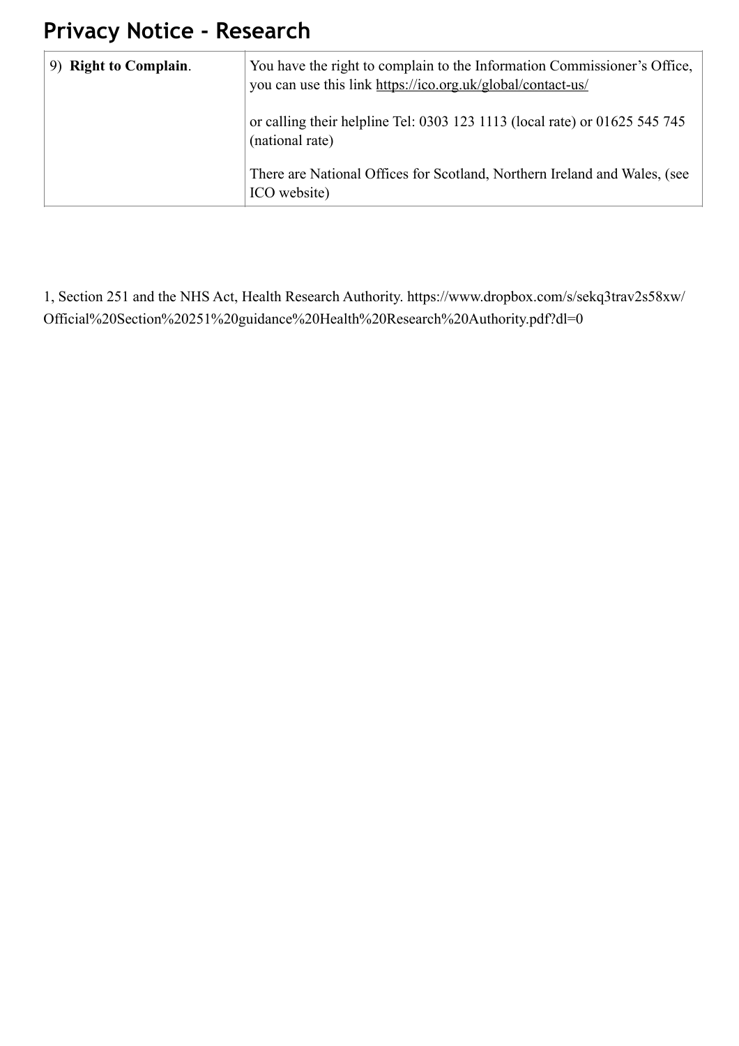# Privacy Notice - Research

| | |
|---|---|
| 9) **Right to Complain**. | You have the right to complain to the Information Commissioner's Office, you can use this link https://ico.org.uk/global/contact-us/<br><br>or calling their helpline Tel: 0303 123 1113 (local rate) or 01625 545 745 (national rate)<br><br>There are National Offices for Scotland, Northern Ireland and Wales, (see ICO website) |

1, Section 251 and the NHS Act, Health Research Authority. https://www.dropbox.com/s/sekq3trav2s58xw/Official%20Section%20251%20guidance%20Health%20Research%20Authority.pdf?dl=0